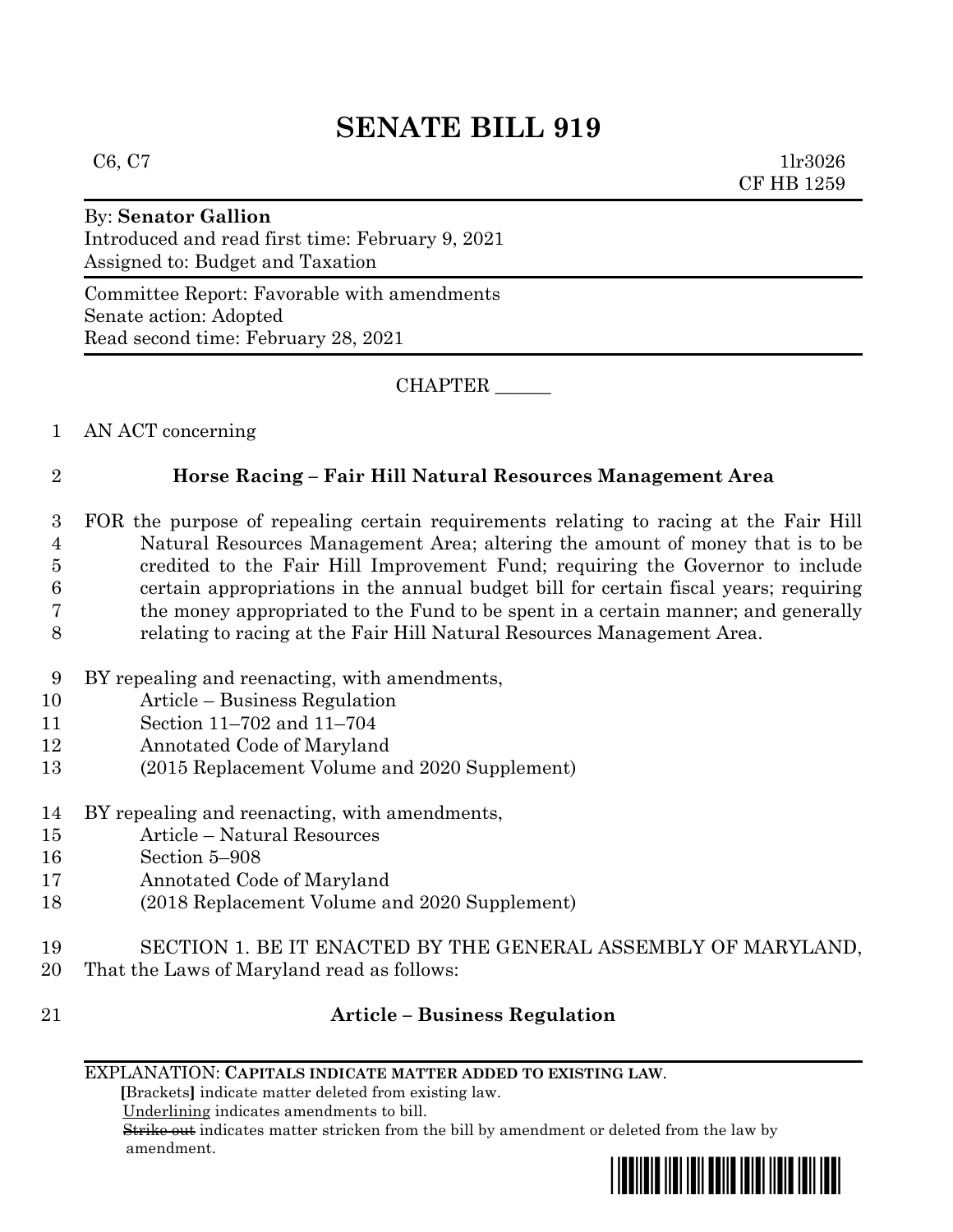# SENATE BILL 919

C6, C7 1lr3026
CF HB 1259

By: **Senator Gallion**
Introduced and read first time: February 9, 2021
Assigned to: Budget and Taxation

Committee Report: Favorable with amendments
Senate action: Adopted
Read second time: February 28, 2021

CHAPTER ______

1 AN ACT concerning

2 **Horse Racing – Fair Hill Natural Resources Management Area**

3 FOR the purpose of repealing certain requirements relating to racing at the Fair Hill
4 Natural Resources Management Area; altering the amount of money that is to be
5 credited to the Fair Hill Improvement Fund; requiring the Governor to include
6 certain appropriations in the annual budget bill for certain fiscal years; requiring
7 the money appropriated to the Fund to be spent in a certain manner; and generally
8 relating to racing at the Fair Hill Natural Resources Management Area.

9 BY repealing and reenacting, with amendments,
10 Article – Business Regulation
11 Section 11–702 and 11–704
12 Annotated Code of Maryland
13 (2015 Replacement Volume and 2020 Supplement)

14 BY repealing and reenacting, with amendments,
15 Article – Natural Resources
16 Section 5–908
17 Annotated Code of Maryland
18 (2018 Replacement Volume and 2020 Supplement)

19 SECTION 1. BE IT ENACTED BY THE GENERAL ASSEMBLY OF MARYLAND,
20 That the Laws of Maryland read as follows:

21 **Article – Business Regulation**

EXPLANATION: **CAPITALS INDICATE MATTER ADDED TO EXISTING LAW.**
**[**Brackets**]** indicate matter deleted from existing law.
Underlining indicates amendments to bill.
~~Strike out~~ indicates matter stricken from the bill by amendment or deleted from the law by amendment.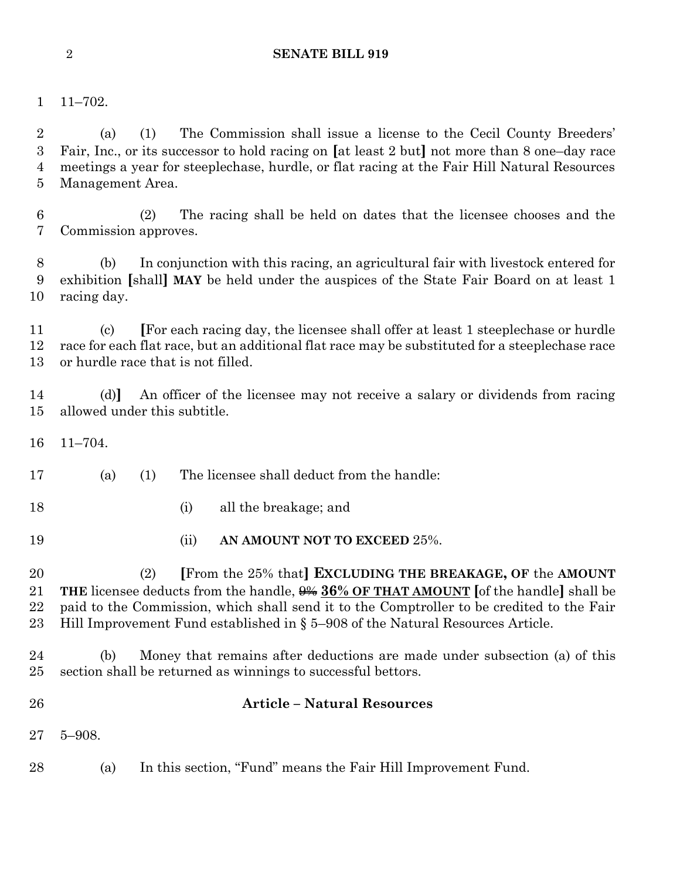11–702.

(a) (1) The Commission shall issue a license to the Cecil County Breeders' Fair, Inc., or its successor to hold racing on [at least 2 but] not more than 8 one–day race meetings a year for steeplechase, hurdle, or flat racing at the Fair Hill Natural Resources Management Area.

(2) The racing shall be held on dates that the licensee chooses and the Commission approves.

(b) In conjunction with this racing, an agricultural fair with livestock entered for exhibition [shall] **MAY** be held under the auspices of the State Fair Board on at least 1 racing day.

(c) [For each racing day, the licensee shall offer at least 1 steeplechase or hurdle race for each flat race, but an additional flat race may be substituted for a steeplechase race or hurdle race that is not filled.

(d)] An officer of the licensee may not receive a salary or dividends from racing allowed under this subtitle.

11–704.

(a) (1) The licensee shall deduct from the handle:

(i) all the breakage; and

(ii) **AN AMOUNT NOT TO EXCEED** 25%.

(2) [From the 25% that] **EXCLUDING THE BREAKAGE, OF** the **AMOUNT THE** licensee deducts from the handle, ~~9%~~ **<u>36% OF THAT AMOUNT</u>** [of the handle] shall be paid to the Commission, which shall send it to the Comptroller to be credited to the Fair Hill Improvement Fund established in § 5–908 of the Natural Resources Article.

(b) Money that remains after deductions are made under subsection (a) of this section shall be returned as winnings to successful bettors.

## Article – Natural Resources

5–908.

(a) In this section, "Fund" means the Fair Hill Improvement Fund.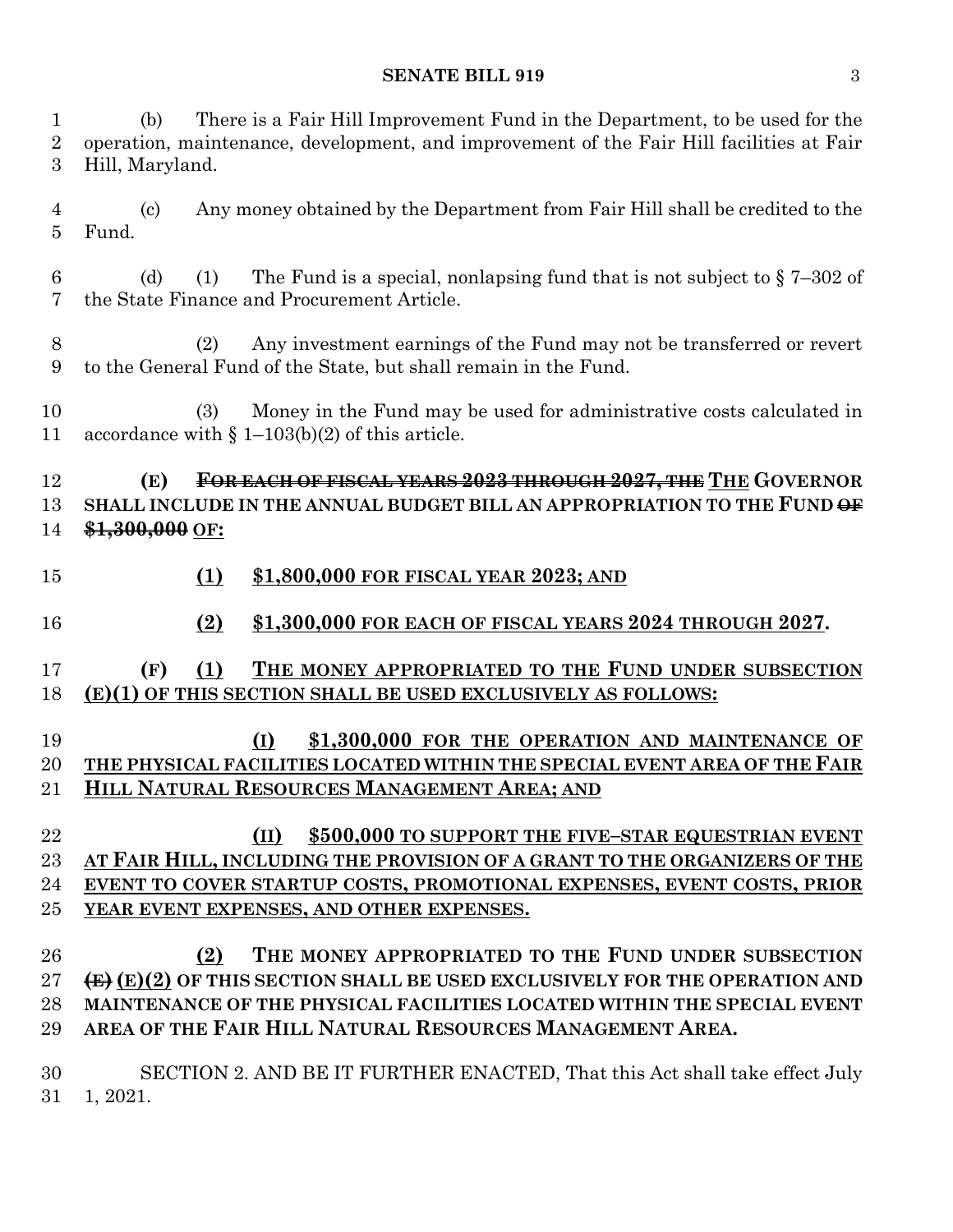(b) There is a Fair Hill Improvement Fund in the Department, to be used for the operation, maintenance, development, and improvement of the Fair Hill facilities at Fair Hill, Maryland.

(c) Any money obtained by the Department from Fair Hill shall be credited to the Fund.

(d) (1) The Fund is a special, nonlapsing fund that is not subject to § 7–302 of the State Finance and Procurement Article.

(2) Any investment earnings of the Fund may not be transferred or revert to the General Fund of the State, but shall remain in the Fund.

(3) Money in the Fund may be used for administrative costs calculated in accordance with § 1–103(b)(2) of this article.

**(E)** ~~**FOR EACH OF FISCAL YEARS 2023 THROUGH 2027, THE**~~ **THE GOVERNOR SHALL INCLUDE IN THE ANNUAL BUDGET BILL AN APPROPRIATION TO THE FUND** ~~**OF $1,300,000**~~ **OF:**

**(1) $1,800,000 FOR FISCAL YEAR 2023; AND**

**(2) $1,300,000 FOR EACH OF FISCAL YEARS 2024 THROUGH 2027.**

**(F) (1) THE MONEY APPROPRIATED TO THE FUND UNDER SUBSECTION (E)(1) OF THIS SECTION SHALL BE USED EXCLUSIVELY AS FOLLOWS:**

**(I) $1,300,000 FOR THE OPERATION AND MAINTENANCE OF THE PHYSICAL FACILITIES LOCATED WITHIN THE SPECIAL EVENT AREA OF THE FAIR HILL NATURAL RESOURCES MANAGEMENT AREA; AND**

**(II) $500,000 TO SUPPORT THE FIVE–STAR EQUESTRIAN EVENT AT FAIR HILL, INCLUDING THE PROVISION OF A GRANT TO THE ORGANIZERS OF THE EVENT TO COVER STARTUP COSTS, PROMOTIONAL EXPENSES, EVENT COSTS, PRIOR YEAR EVENT EXPENSES, AND OTHER EXPENSES.**

**(2) THE MONEY APPROPRIATED TO THE FUND UNDER SUBSECTION** ~~**(E)**~~ **(E)(2) OF THIS SECTION SHALL BE USED EXCLUSIVELY FOR THE OPERATION AND MAINTENANCE OF THE PHYSICAL FACILITIES LOCATED WITHIN THE SPECIAL EVENT AREA OF THE FAIR HILL NATURAL RESOURCES MANAGEMENT AREA.**

SECTION 2. AND BE IT FURTHER ENACTED, That this Act shall take effect July 1, 2021.